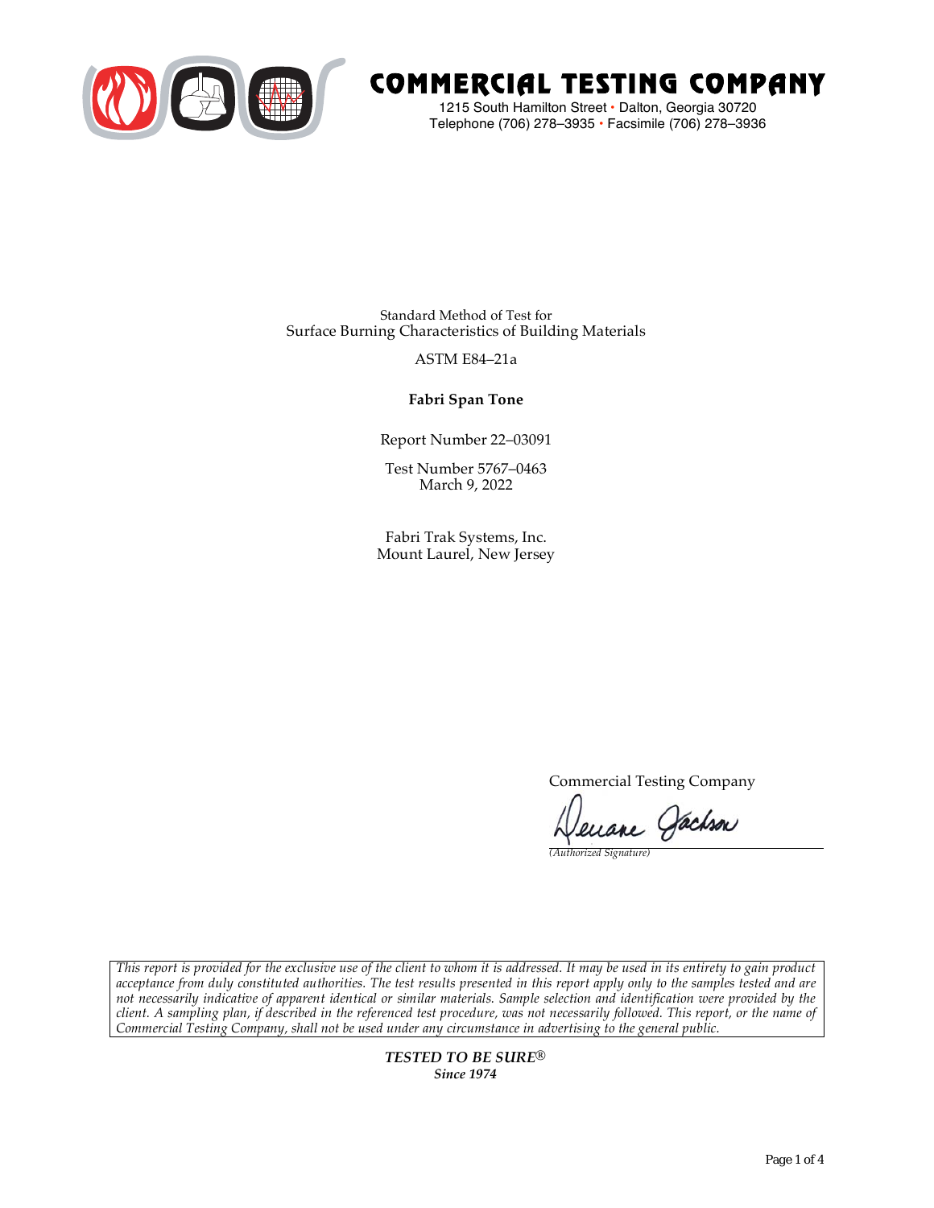# COMMERCIAL TESTING COMPANY

1215 South Hamilton Street • Dalton, Georgia 30720
Telephone (706) 278–3935 • Facsimile (706) 278–3936

Standard Method of Test for
Surface Burning Characteristics of Building Materials

ASTM E84–21a

**Fabri Span Tone**

Report Number 22–03091

Test Number 5767–0463
March 9, 2022

Fabri Trak Systems, Inc.
Mount Laurel, New Jersey

Commercial Testing Company

Deeane Jackson
*(Authorized Signature)*

*This report is provided for the exclusive use of the client to whom it is addressed. It may be used in its entirety to gain product acceptance from duly constituted authorities. The test results presented in this report apply only to the samples tested and are not necessarily indicative of apparent identical or similar materials. Sample selection and identification were provided by the client. A sampling plan, if described in the referenced test procedure, was not necessarily followed. This report, or the name of Commercial Testing Company, shall not be used under any circumstance in advertising to the general public.*

***TESTED TO BE SURE®***
***Since 1974***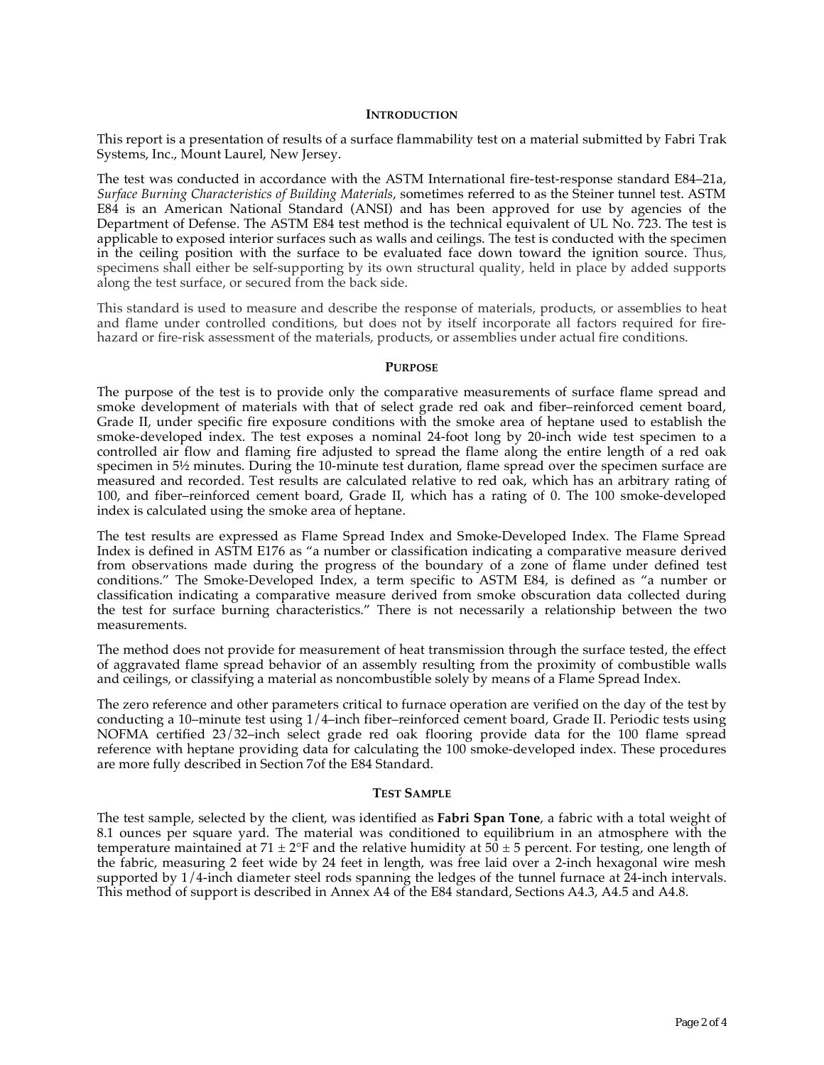## INTRODUCTION

This report is a presentation of results of a surface flammability test on a material submitted by Fabri Trak Systems, Inc., Mount Laurel, New Jersey.

The test was conducted in accordance with the ASTM International fire-test-response standard E84–21a, *Surface Burning Characteristics of Building Materials*, sometimes referred to as the Steiner tunnel test. ASTM E84 is an American National Standard (ANSI) and has been approved for use by agencies of the Department of Defense. The ASTM E84 test method is the technical equivalent of UL No. 723. The test is applicable to exposed interior surfaces such as walls and ceilings. The test is conducted with the specimen in the ceiling position with the surface to be evaluated face down toward the ignition source. Thus, specimens shall either be self-supporting by its own structural quality, held in place by added supports along the test surface, or secured from the back side.

This standard is used to measure and describe the response of materials, products, or assemblies to heat and flame under controlled conditions, but does not by itself incorporate all factors required for fire-hazard or fire-risk assessment of the materials, products, or assemblies under actual fire conditions.

## PURPOSE

The purpose of the test is to provide only the comparative measurements of surface flame spread and smoke development of materials with that of select grade red oak and fiber–reinforced cement board, Grade II, under specific fire exposure conditions with the smoke area of heptane used to establish the smoke-developed index. The test exposes a nominal 24-foot long by 20-inch wide test specimen to a controlled air flow and flaming fire adjusted to spread the flame along the entire length of a red oak specimen in 5½ minutes. During the 10-minute test duration, flame spread over the specimen surface are measured and recorded. Test results are calculated relative to red oak, which has an arbitrary rating of 100, and fiber–reinforced cement board, Grade II, which has a rating of 0. The 100 smoke-developed index is calculated using the smoke area of heptane.

The test results are expressed as Flame Spread Index and Smoke-Developed Index. The Flame Spread Index is defined in ASTM E176 as "a number or classification indicating a comparative measure derived from observations made during the progress of the boundary of a zone of flame under defined test conditions." The Smoke-Developed Index, a term specific to ASTM E84, is defined as "a number or classification indicating a comparative measure derived from smoke obscuration data collected during the test for surface burning characteristics." There is not necessarily a relationship between the two measurements.

The method does not provide for measurement of heat transmission through the surface tested, the effect of aggravated flame spread behavior of an assembly resulting from the proximity of combustible walls and ceilings, or classifying a material as noncombustible solely by means of a Flame Spread Index.

The zero reference and other parameters critical to furnace operation are verified on the day of the test by conducting a 10–minute test using 1/4–inch fiber–reinforced cement board, Grade II. Periodic tests using NOFMA certified 23/32–inch select grade red oak flooring provide data for the 100 flame spread reference with heptane providing data for calculating the 100 smoke-developed index. These procedures are more fully described in Section 7of the E84 Standard.

## TEST SAMPLE

The test sample, selected by the client, was identified as **Fabri Span Tone**, a fabric with a total weight of 8.1 ounces per square yard. The material was conditioned to equilibrium in an atmosphere with the temperature maintained at 71 ± 2°F and the relative humidity at 50 ± 5 percent. For testing, one length of the fabric, measuring 2 feet wide by 24 feet in length, was free laid over a 2-inch hexagonal wire mesh supported by 1/4-inch diameter steel rods spanning the ledges of the tunnel furnace at 24-inch intervals. This method of support is described in Annex A4 of the E84 standard, Sections A4.3, A4.5 and A4.8.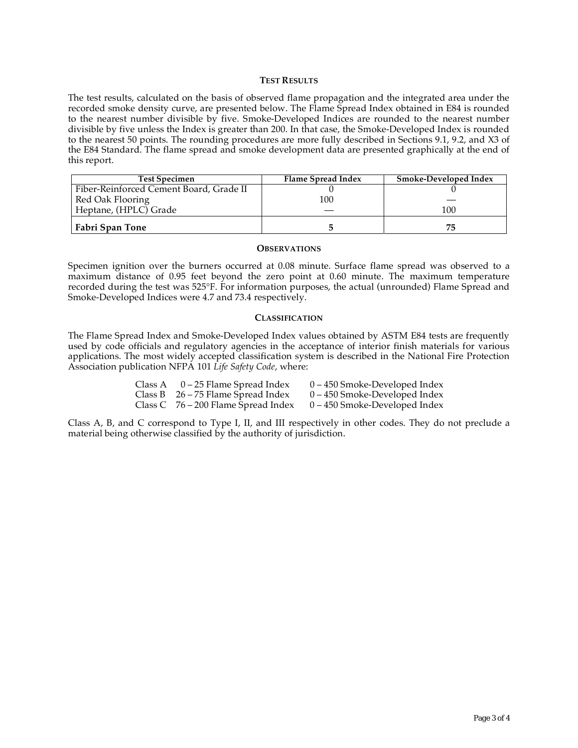## TEST RESULTS

The test results, calculated on the basis of observed flame propagation and the integrated area under the recorded smoke density curve, are presented below. The Flame Spread Index obtained in E84 is rounded to the nearest number divisible by five. Smoke-Developed Indices are rounded to the nearest number divisible by five unless the Index is greater than 200. In that case, the Smoke-Developed Index is rounded to the nearest 50 points. The rounding procedures are more fully described in Sections 9.1, 9.2, and X3 of the E84 Standard. The flame spread and smoke development data are presented graphically at the end of this report.

| Test Specimen | Flame Spread Index | Smoke-Developed Index |
|---|---|---|
| Fiber-Reinforced Cement Board, Grade II | 0 | 0 |
| Red Oak Flooring | 100 | — |
| Heptane, (HPLC) Grade | — | 100 |
| **Fabri Span Tone** | **5** | **75** |

## OBSERVATIONS

Specimen ignition over the burners occurred at 0.08 minute. Surface flame spread was observed to a maximum distance of 0.95 feet beyond the zero point at 0.60 minute. The maximum temperature recorded during the test was 525°F. For information purposes, the actual (unrounded) Flame Spread and Smoke-Developed Indices were 4.7 and 73.4 respectively.

## CLASSIFICATION

The Flame Spread Index and Smoke-Developed Index values obtained by ASTM E84 tests are frequently used by code officials and regulatory agencies in the acceptance of interior finish materials for various applications. The most widely accepted classification system is described in the National Fire Protection Association publication NFPA 101 *Life Safety Code*, where:

| Class | Flame Spread Index | Smoke-Developed Index |
|---|---|---|
| Class A | 0 – 25 Flame Spread Index | 0 – 450 Smoke-Developed Index |
| Class B | 26 – 75 Flame Spread Index | 0 – 450 Smoke-Developed Index |
| Class C | 76 – 200 Flame Spread Index | 0 – 450 Smoke-Developed Index |

Class A, B, and C correspond to Type I, II, and III respectively in other codes. They do not preclude a material being otherwise classified by the authority of jurisdiction.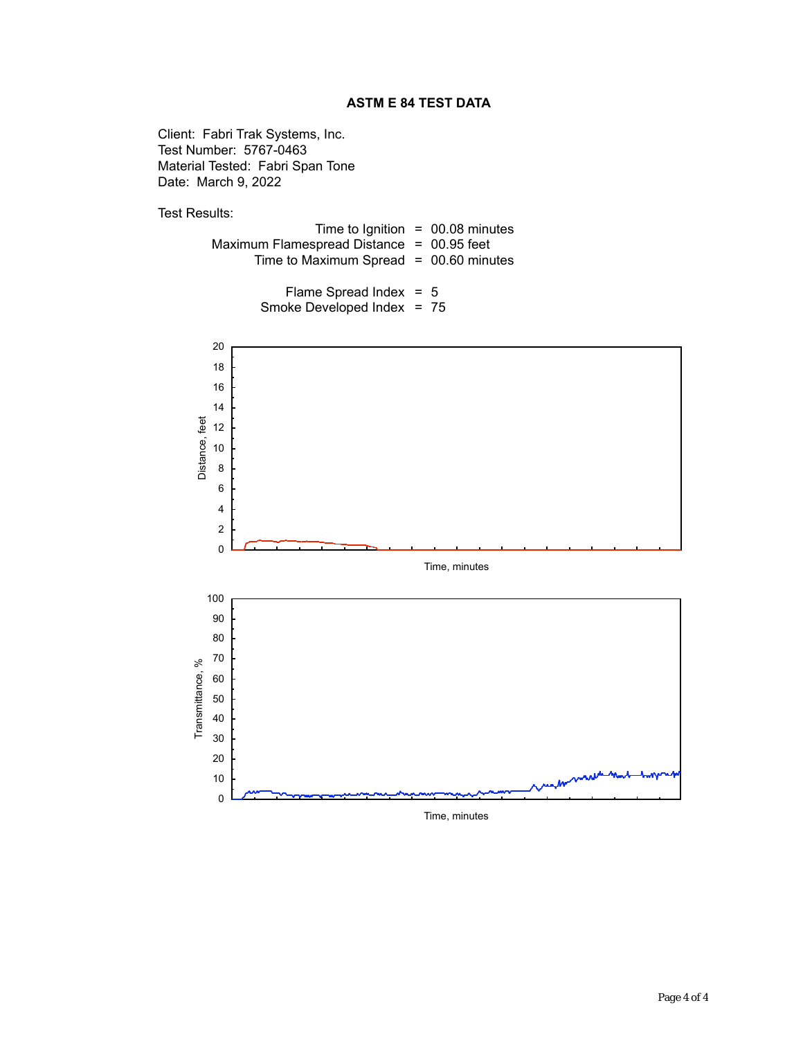# ASTM E 84 TEST DATA

Client: Fabri Trak Systems, Inc.
Test Number: 5767-0463
Material Tested: Fabri Span Tone
Date: March 9, 2022

Test Results:

| | | |
|---|---|---|
| Time to Ignition | = | 00.08 minutes |
| Maximum Flamespread Distance | = | 00.95 feet |
| Time to Maximum Spread | = | 00.60 minutes |
| Flame Spread Index | = | 5 |
| Smoke Developed Index | = | 75 |

Distance, feet

20
18
16
14
12
10
8
6
4
2
0

Time, minutes

Transmittance, %

100
90
80
70
60
50
40
30
20
10
0

Time, minutes